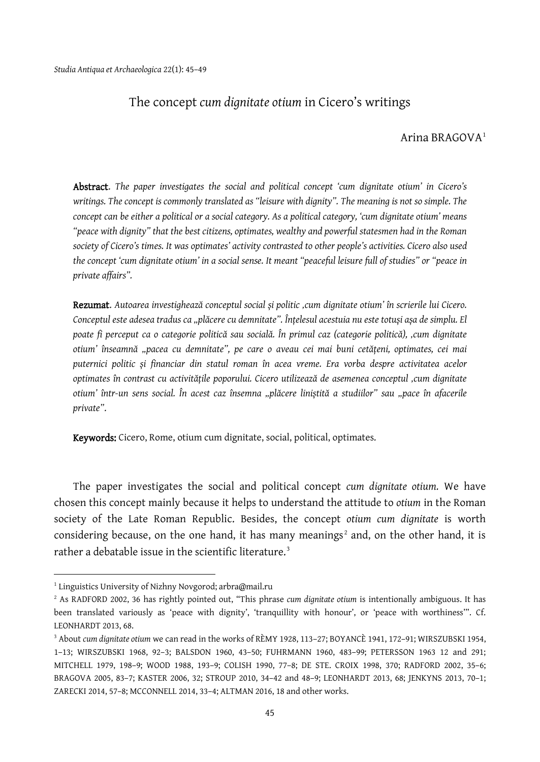# The concept *cum dignitate otium* in Cicero's writings

Arina BRAGOVA[1]

**Abstract**. *The paper investigates the social and political concept 'cum dignitate otium' in Cicero's writings. The concept is commonly translated as "leisure with dignity". The meaning is not so simple. The concept can be either a political or a social category. As a political category, 'cum dignitate otium' means "peace with dignity" that the best citizens, optimates, wealthy and powerful statesmen had in the Roman society of Cicero's times. It was optimates' activity contrasted to other people's activities. Cicero also used the concept 'cum dignitate otium' in a social sense. It meant "peaceful leisure full of studies" or "peace in private affairs".*

**Rezumat**. *Autoarea investighează conceptul social și politic ,cum dignitate otium' în scrierile lui Cicero. Conceptul este adesea tradus ca „plăcere cu demnitate". Înțelesul acestuia nu este totuși așa de simplu. El poate fi perceput ca o categorie politică sau socială. În primul caz (categorie politică), ,cum dignitate otium' înseamnă „pacea cu demnitate", pe care o aveau cei mai buni cetățeni, optimates, cei mai puternici politic și financiar din statul roman în acea vreme. Era vorba despre activitatea acelor optimates în contrast cu activitățile poporului. Cicero utilizează de asemenea conceptul ,cum dignitate otium' într-un sens social. În acest caz însemna „plăcere liniștită a studiilor" sau „pace în afacerile private".*

**Keywords:** Cicero, Rome, otium cum dignitate, social, political, optimates.

The paper investigates the social and political concept *cum dignitate otium.* We have chosen this concept mainly because it helps to understand the attitude to *otium* in the Roman society of the Late Roman Republic. Besides, the concept *otium cum dignitate* is worth considering because, on the one hand, it has many meanings[2] and, on the other hand, it is rather a debatable issue in the scientific literature.[3]

---

[1] Linguistics University of Nizhny Novgorod; arbra@mail.ru

[2] As RADFORD 2002, 36 has rightly pointed out, "This phrase *cum dignitate otium* is intentionally ambiguous. It has been translated variously as 'peace with dignity', 'tranquillity with honour', or 'peace with worthiness'". Cf. LEONHARDT 2013, 68.

[3] About *cum dignitate otium* we can read in the works of RÈMY 1928, 113–27; BOYANCÈ 1941, 172–91; WIRSZUBSKI 1954, 1–13; WIRSZUBSKI 1968, 92–3; BALSDON 1960, 43–50; FUHRMANN 1960, 483–99; PETERSSON 1963 12 and 291; MITCHELL 1979, 198–9; WOOD 1988, 193–9; COLISH 1990, 77–8; DE STE. CROIX 1998, 370; RADFORD 2002, 35–6; BRAGOVA 2005, 83–7; KASTER 2006, 32; STROUP 2010, 34–42 and 48–9; LEONHARDT 2013, 68; JENKYNS 2013, 70–1; ZARECKI 2014, 57–8; MCCONNELL 2014, 33–4; ALTMAN 2016, 18 and other works.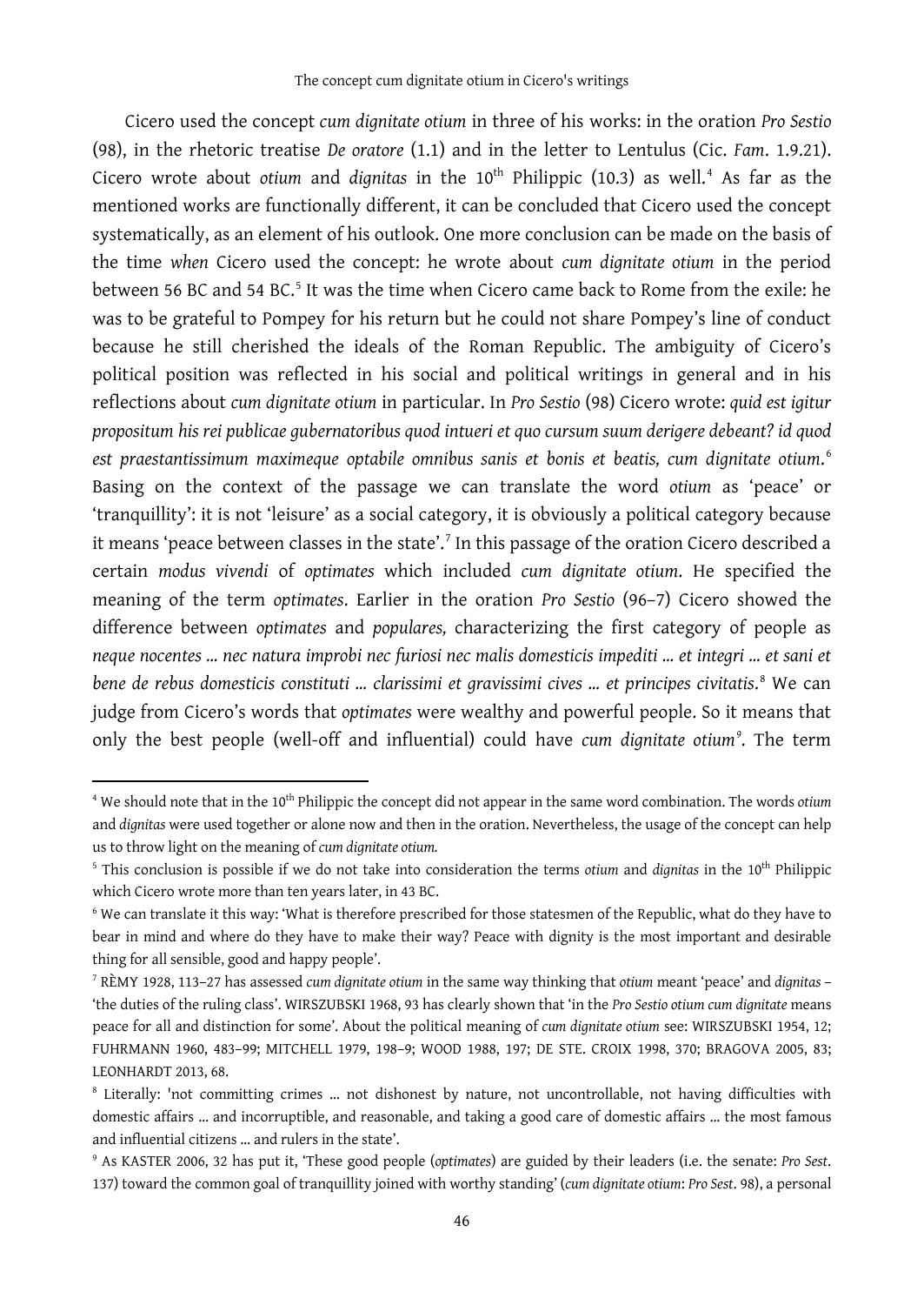Cicero used the concept *cum dignitate otium* in three of his works: in the oration *Pro Sestio* (98), in the rhetoric treatise *De oratore* (1.1) and in the letter to Lentulus (Cic. *Fam*. 1.9.21). Cicero wrote about *otium* and *dignitas* in the 10th Philippic (10.3) as well.[4] As far as the mentioned works are functionally different, it can be concluded that Cicero used the concept systematically, as an element of his outlook. One more conclusion can be made on the basis of the time *when* Cicero used the concept: he wrote about *cum dignitate otium* in the period between 56 BC and 54 BC.[5] It was the time when Cicero came back to Rome from the exile: he was to be grateful to Pompey for his return but he could not share Pompey's line of conduct because he still cherished the ideals of the Roman Republic. The ambiguity of Cicero's political position was reflected in his social and political writings in general and in his reflections about *cum dignitate otium* in particular. In *Pro Sestio* (98) Cicero wrote: *quid est igitur propositum his rei publicae gubernatoribus quod intueri et quo cursum suum derigere debeant? id quod est praestantissimum maximeque optabile omnibus sanis et bonis et beatis, cum dignitate otium*.[6] Basing on the context of the passage we can translate the word *otium* as 'peace' or 'tranquillity': it is not 'leisure' as a social category, it is obviously a political category because it means 'peace between classes in the state'.[7] In this passage of the oration Cicero described a certain *modus vivendi* of *optimates* which included *cum dignitate otium*. He specified the meaning of the term *optimates*. Earlier in the oration *Pro Sestio* (96–7) Cicero showed the difference between *optimates* and *populares,* characterizing the first category of people as *neque nocentes ... nec natura improbi nec furiosi nec malis domesticis impediti ... et integri ... et sani et bene de rebus domesticis constituti ... clarissimi et gravissimi cives ... et principes civitatis*.[8] We can judge from Cicero's words that *optimates* were wealthy and powerful people. So it means that only the best people (well-off and influential) could have *cum dignitate otium*[9]. The term

---

[4] We should note that in the 10th Philippic the concept did not appear in the same word combination. The words *otium* and *dignitas* were used together or alone now and then in the oration. Nevertheless, the usage of the concept can help us to throw light on the meaning of *cum dignitate otium.*

[5] This conclusion is possible if we do not take into consideration the terms *otium* and *dignitas* in the 10th Philippic which Cicero wrote more than ten years later, in 43 BC.

[6] We can translate it this way: 'What is therefore prescribed for those statesmen of the Republic, what do they have to bear in mind and where do they have to make their way? Peace with dignity is the most important and desirable thing for all sensible, good and happy people'.

[7] RÈMY 1928, 113–27 has assessed *cum dignitate otium* in the same way thinking that *otium* meant 'peace' and *dignitas* – 'the duties of the ruling class'. WIRSZUBSKI 1968, 93 has clearly shown that 'in the *Pro Sestio otium cum dignitate* means peace for all and distinction for some'. About the political meaning of *cum dignitate otium* see: WIRSZUBSKI 1954, 12; FUHRMANN 1960, 483–99; MITCHELL 1979, 198–9; WOOD 1988, 197; DE STE. CROIX 1998, 370; BRAGOVA 2005, 83; LEONHARDT 2013, 68.

[8] Literally: 'not committing crimes ... not dishonest by nature, not uncontrollable, not having difficulties with domestic affairs ... and incorruptible, and reasonable, and taking a good care of domestic affairs ... the most famous and influential citizens ... and rulers in the state'.

[9] As KASTER 2006, 32 has put it, 'These good people (*optimates*) are guided by their leaders (i.e. the senate: *Pro Sest*. 137) toward the common goal of tranquillity joined with worthy standing' (*cum dignitate otium*: *Pro Sest*. 98), a personal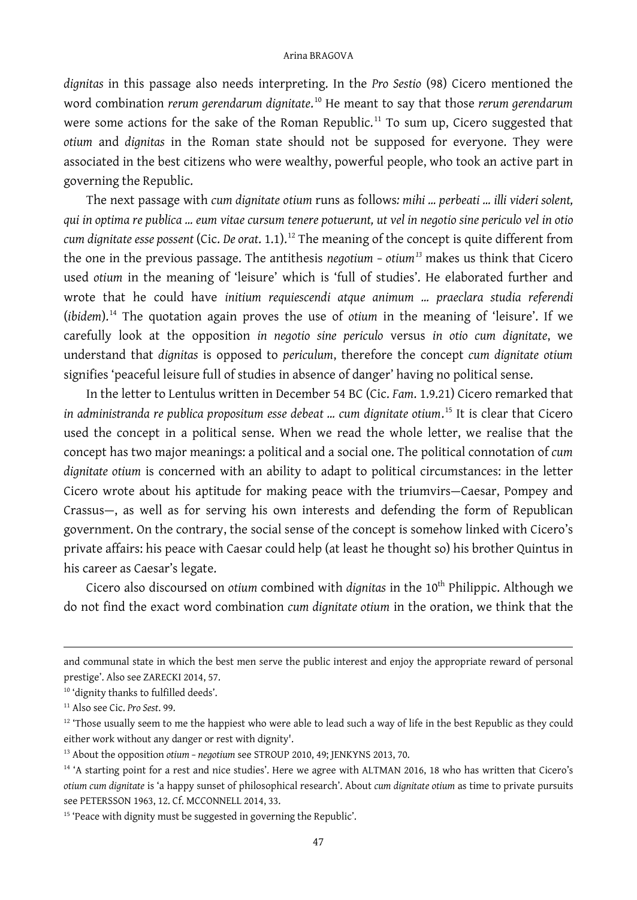*dignitas* in this passage also needs interpreting. In the *Pro Sestio* (98) Cicero mentioned the word combination *rerum gerendarum dignitate*.[10] He meant to say that those *rerum gerendarum* were some actions for the sake of the Roman Republic.[11] To sum up, Cicero suggested that *otium* and *dignitas* in the Roman state should not be supposed for everyone. They were associated in the best citizens who were wealthy, powerful people, who took an active part in governing the Republic.

The next passage with *cum dignitate otium* runs as follows*: mihi ... perbeati ... illi videri solent, qui in optima re publica ... eum vitae cursum tenere potuerunt, ut vel in negotio sine periculo vel in otio cum dignitate esse possent* (Cic. *De orat.* 1.1).[12] The meaning of the concept is quite different from the one in the previous passage. The antithesis *negotium – otium*[13] makes us think that Cicero used *otium* in the meaning of 'leisure' which is 'full of studies'. He elaborated further and wrote that he could have *initium requiescendi atque animum ... praeclara studia referendi* (*ibidem*).[14] The quotation again proves the use of *otium* in the meaning of 'leisure'. If we carefully look at the opposition *in negotio sine periculo* versus *in otio cum dignitate*, we understand that *dignitas* is opposed to *periculum*, therefore the concept *cum dignitate otium* signifies 'peaceful leisure full of studies in absence of danger' having no political sense.

In the letter to Lentulus written in December 54 BC (Cic. *Fam.* 1.9.21) Cicero remarked that *in administranda re publica propositum esse debeat ... cum dignitate otium*.[15] It is clear that Cicero used the concept in a political sense. When we read the whole letter, we realise that the concept has two major meanings: a political and a social one. The political connotation of *cum dignitate otium* is concerned with an ability to adapt to political circumstances: in the letter Cicero wrote about his aptitude for making peace with the triumvirs—Caesar, Pompey and Crassus—, as well as for serving his own interests and defending the form of Republican government. On the contrary, the social sense of the concept is somehow linked with Cicero's private affairs: his peace with Caesar could help (at least he thought so) his brother Quintus in his career as Caesar's legate.

Cicero also discoursed on *otium* combined with *dignitas* in the 10th Philippic. Although we do not find the exact word combination *cum dignitate otium* in the oration, we think that the

---

and communal state in which the best men serve the public interest and enjoy the appropriate reward of personal prestige'. Also see ZARECKI 2014, 57.

[10] 'dignity thanks to fulfilled deeds'.

[11] Also see Cic. *Pro Sest*. 99.

[12] 'Those usually seem to me the happiest who were able to lead such a way of life in the best Republic as they could either work without any danger or rest with dignity'.

[13] About the opposition *otium – negotium* see STROUP 2010, 49; JENKYNS 2013, 70.

[14] 'A starting point for a rest and nice studies'. Here we agree with ALTMAN 2016, 18 who has written that Cicero's *otium cum dignitate* is 'a happy sunset of philosophical research'. About *cum dignitate otium* as time to private pursuits see PETERSSON 1963, 12. Cf. MCCONNELL 2014, 33.

[15] 'Peace with dignity must be suggested in governing the Republic'.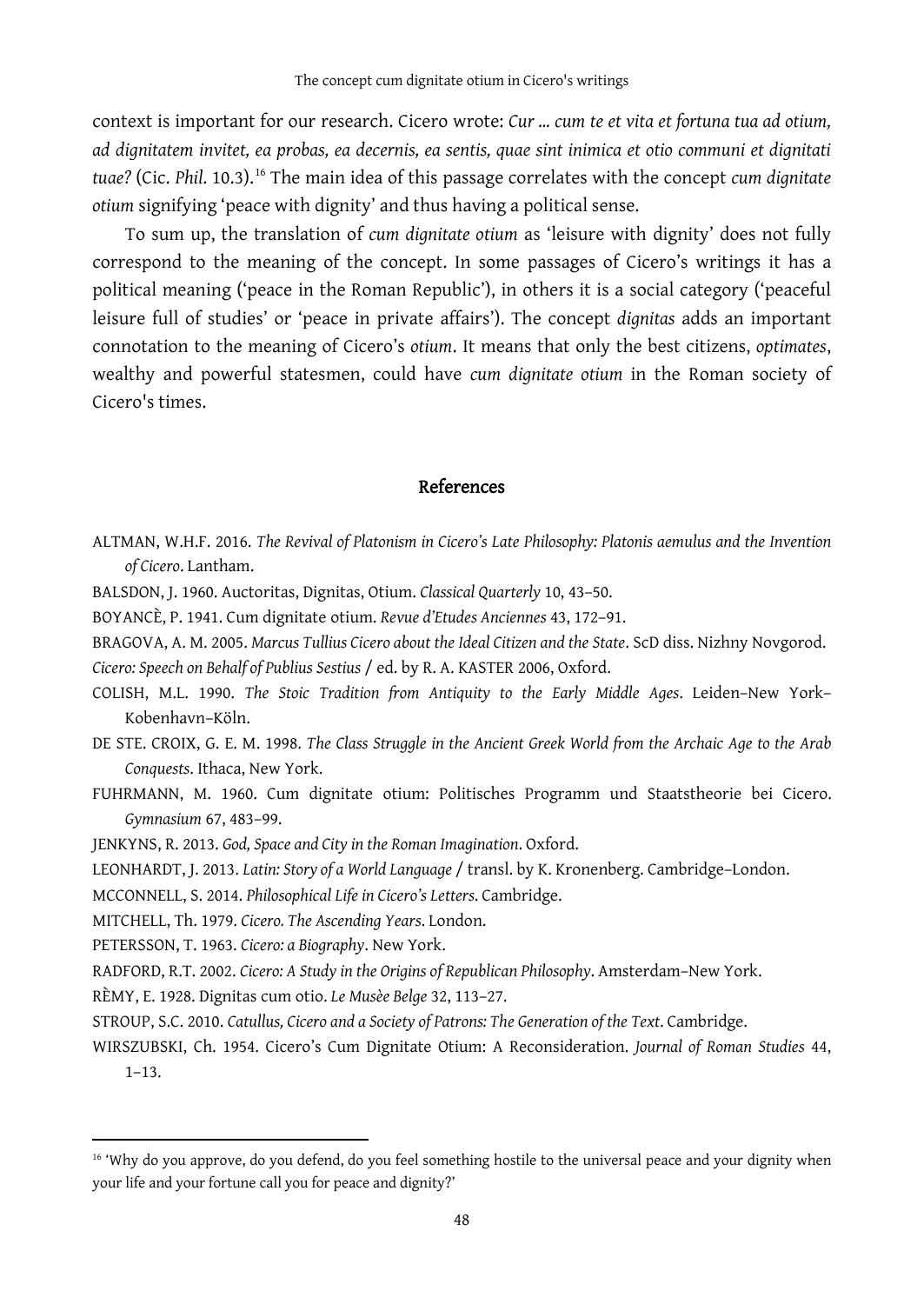context is important for our research. Cicero wrote: *Cur … cum te et vita et fortuna tua ad otium, ad dignitatem invitet, ea probas, ea decernis, ea sentis, quae sint inimica et otio communi et dignitati tuae?* (Cic. *Phil.* 10.3).[16] The main idea of this passage correlates with the concept *cum dignitate otium* signifying 'peace with dignity' and thus having a political sense.

To sum up, the translation of *cum dignitate otium* as 'leisure with dignity' does not fully correspond to the meaning of the concept. In some passages of Cicero's writings it has a political meaning ('peace in the Roman Republic'), in others it is a social category ('peaceful leisure full of studies' or 'peace in private affairs'). The concept *dignitas* adds an important connotation to the meaning of Cicero's *otium*. It means that only the best citizens, *optimates*, wealthy and powerful statesmen, could have *cum dignitate otium* in the Roman society of Cicero's times.

## References

ALTMAN, W.H.F. 2016. *The Revival of Platonism in Cicero's Late Philosophy: Platonis aemulus and the Invention of Cicero*. Lantham.

BALSDON, J. 1960. Auctoritas, Dignitas, Otium. *Classical Quarterly* 10, 43–50.

BOYANCÈ, P. 1941. Cum dignitate otium. *Revue d'Etudes Anciennes* 43, 172–91.

BRAGOVA, A. M. 2005. *Marcus Tullius Cicero about the Ideal Citizen and the State*. ScD diss. Nizhny Novgorod.

*Cicero: Speech on Behalf of Publius Sestius* / ed. by R. A. KASTER 2006, Oxford.

COLISH, M.L. 1990. *The Stoic Tradition from Antiquity to the Early Middle Ages*. Leiden–New York–Kobenhavn–Köln.

DE STE. CROIX, G. E. M. 1998. *The Class Struggle in the Ancient Greek World from the Archaic Age to the Arab Conquests*. Ithaca, New York.

FUHRMANN, M. 1960. Cum dignitate otium: Politisches Programm und Staatstheorie bei Cicero. *Gymnasium* 67, 483–99.

JENKYNS, R. 2013. *God, Space and City in the Roman Imagination*. Oxford.

LEONHARDT, J. 2013. *Latin: Story of a World Language* / transl. by K. Kronenberg. Cambridge–London.

MCCONNELL, S. 2014. *Philosophical Life in Cicero's Letters*. Cambridge.

MITCHELL, Th. 1979. *Cicero. The Ascending Years*. London.

PETERSSON, T. 1963. *Cicero: a Biography*. New York.

RADFORD, R.T. 2002. *Cicero: A Study in the Origins of Republican Philosophy*. Amsterdam–New York.

RÈMY, E. 1928. Dignitas cum otio. *Le Musèe Belge* 32, 113–27.

STROUP, S.C. 2010. *Catullus, Cicero and a Society of Patrons: The Generation of the Text*. Cambridge.

WIRSZUBSKI, Ch. 1954. Cicero's Cum Dignitate Otium: A Reconsideration. *Journal of Roman Studies* 44, 1–13.

[16] 'Why do you approve, do you defend, do you feel something hostile to the universal peace and your dignity when your life and your fortune call you for peace and dignity?'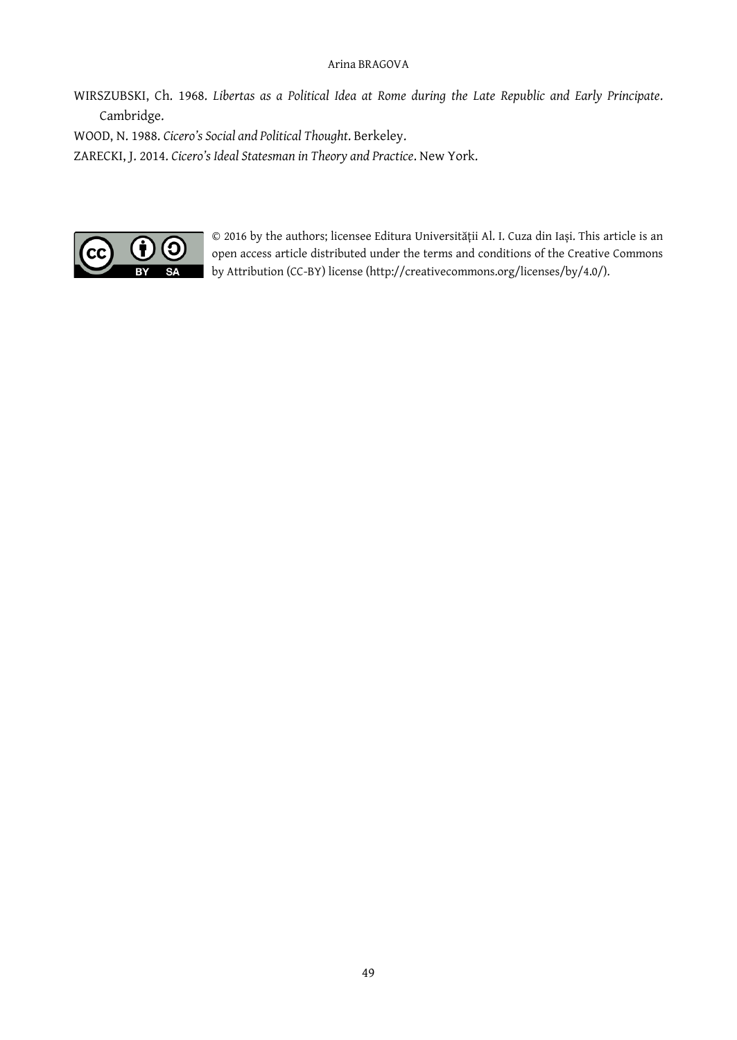WIRSZUBSKI, Ch. 1968. *Libertas as a Political Idea at Rome during the Late Republic and Early Principate*. Cambridge.

WOOD, N. 1988. *Cicero's Social and Political Thought*. Berkeley.

ZARECKI, J. 2014. *Cicero's Ideal Statesman in Theory and Practice*. New York.

© 2016 by the authors; licensee Editura Universității Al. I. Cuza din Iași. This article is an open access article distributed under the terms and conditions of the Creative Commons by Attribution (CC-BY) license (http://creativecommons.org/licenses/by/4.0/).